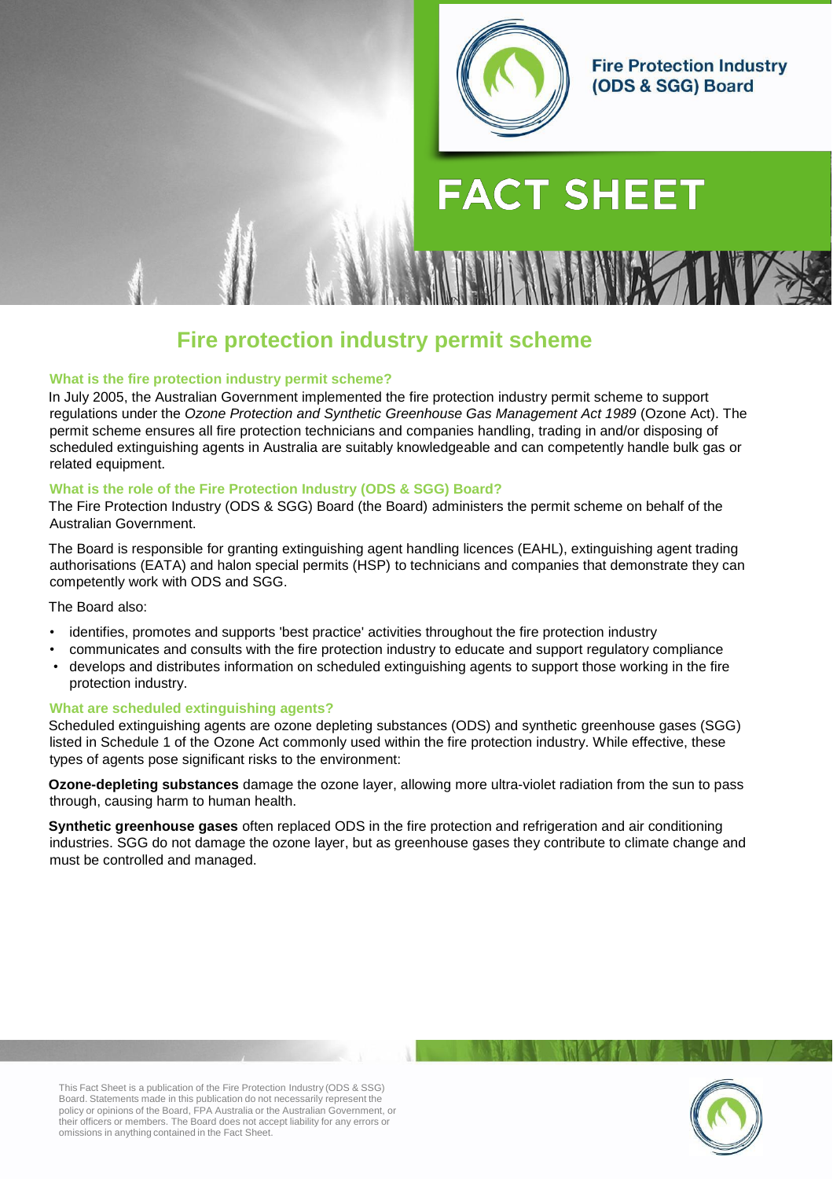**Fire Protection Industry (ODS & SGG) Board**

# FACT SHEET

## Fire protection industry permit scheme

### What is the fire protection industry permit scheme?

In July 2005, the Australian Government implemented the fire protection industry permit scheme to support regulations under the *Ozone Protection and Synthetic Greenhouse Gas Management Act 1989* (Ozone Act). The permit scheme ensures all fire protection technicians and companies handling, trading in and/or disposing of scheduled extinguishing agents in Australia are suitably knowledgeable and can competently handle bulk gas or related equipment.

### What is the role of the Fire Protection Industry (ODS & SGG) Board?

The Fire Protection Industry (ODS & SGG) Board (the Board) administers the permit scheme on behalf of the Australian Government.

The Board is responsible for granting extinguishing agent handling licences (EAHL), extinguishing agent trading authorisations (EATA) and halon special permits (HSP) to technicians and companies that demonstrate they can competently work with ODS and SGG.

The Board also:

- identifies, promotes and supports 'best practice' activities throughout the fire protection industry
- communicates and consults with the fire protection industry to educate and support regulatory compliance
- develops and distributes information on scheduled extinguishing agents to support those working in the fire protection industry.

### What are scheduled extinguishing agents?

Scheduled extinguishing agents are ozone depleting substances (ODS) and synthetic greenhouse gases (SGG) listed in Schedule 1 of the Ozone Act commonly used within the fire protection industry. While effective, these types of agents pose significant risks to the environment:

**Ozone-depleting substances** damage the ozone layer, allowing more ultra-violet radiation from the sun to pass through, causing harm to human health.

**Synthetic greenhouse gases** often replaced ODS in the fire protection and refrigeration and air conditioning industries. SGG do not damage the ozone layer, but as greenhouse gases they contribute to climate change and must be controlled and managed.

This Fact Sheet is a publication of the Fire Protection Industry (ODS & SSG) Board. Statements made in this publication do not necessarily represent the policy or opinions of the Board, FPA Australia or the Australian Government, or their officers or members. The Board does not accept liability for any errors or omissions in anything contained in the Fact Sheet.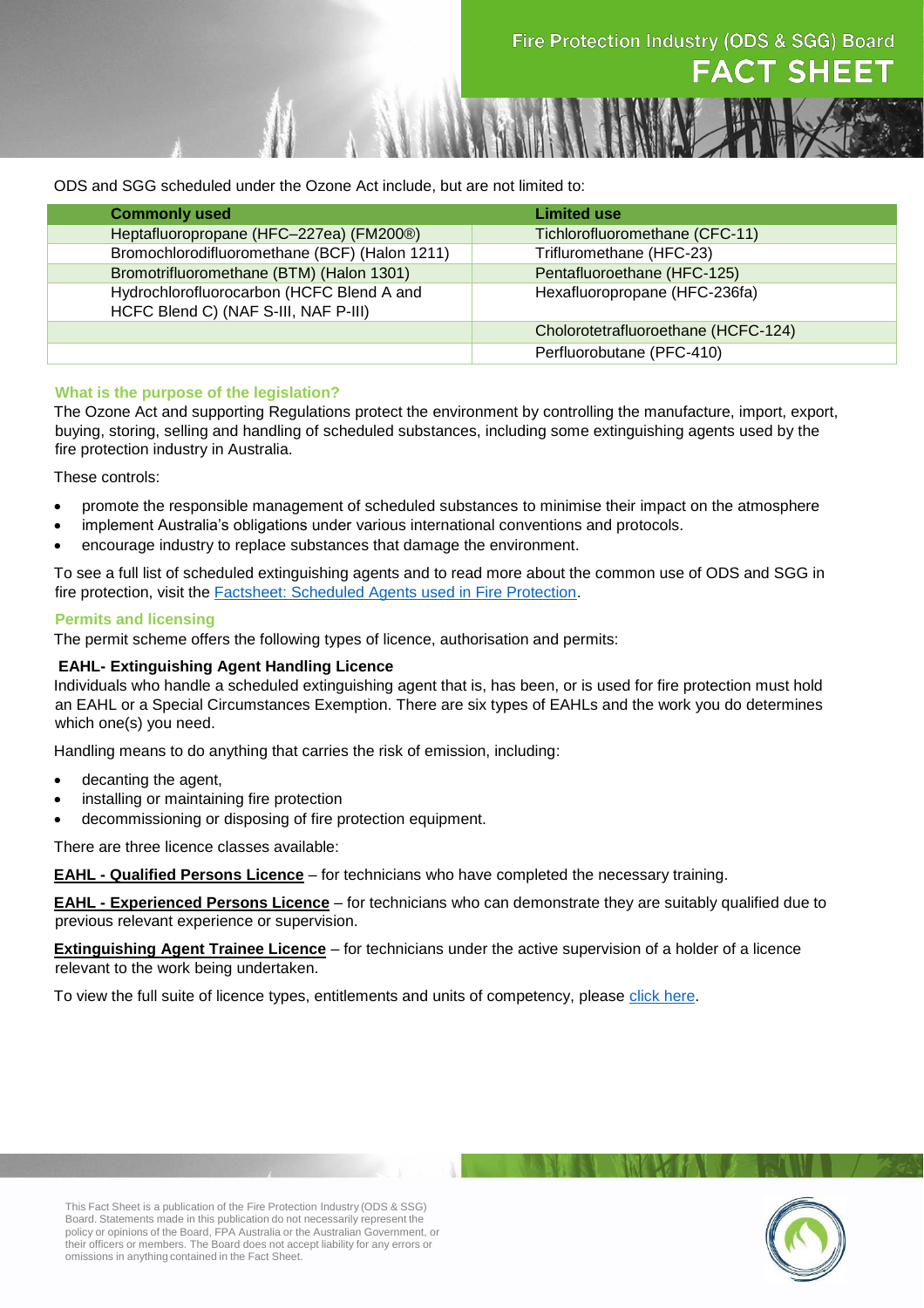ODS and SGG scheduled under the Ozone Act include, but are not limited to:

| Commonly used | Limited use |
|---|---|
| Heptafluoropropane (HFC–227ea) (FM200®) | Tichlorofluoromethane (CFC-11) |
| Bromochlorodifluoromethane (BCF) (Halon 1211) | Triflurometháne (HFC-23) |
| Bromotrifluoromethane (BTM) (Halon 1301) | Pentafluoroethane (HFC-125) |
| Hydrochlorofluorocarbon (HCFC Blend A and HCFC Blend C) (NAF S-III, NAF P-III) | Hexafluoropropane (HFC-236fa) |
| | Cholorotetrafluoroethane (HCFC-124) |
| | Perfluorobutane (PFC-410) |

### What is the purpose of the legislation?

The Ozone Act and supporting Regulations protect the environment by controlling the manufacture, import, export, buying, storing, selling and handling of scheduled substances, including some extinguishing agents used by the fire protection industry in Australia.

These controls:

- promote the responsible management of scheduled substances to minimise their impact on the atmosphere
- implement Australia's obligations under various international conventions and protocols.
- encourage industry to replace substances that damage the environment.

To see a full list of scheduled extinguishing agents and to read more about the common use of ODS and SGG in fire protection, visit the Factsheet: Scheduled Agents used in Fire Protection.

### Permits and licensing

The permit scheme offers the following types of licence, authorisation and permits:

**EAHL- Extinguishing Agent Handling Licence**

Individuals who handle a scheduled extinguishing agent that is, has been, or is used for fire protection must hold an EAHL or a Special Circumstances Exemption. There are six types of EAHLs and the work you do determines which one(s) you need.

Handling means to do anything that carries the risk of emission, including:

- decanting the agent,
- installing or maintaining fire protection
- decommissioning or disposing of fire protection equipment.

There are three licence classes available:

**EAHL - Qualified Persons Licence** – for technicians who have completed the necessary training.

**EAHL - Experienced Persons Licence** – for technicians who can demonstrate they are suitably qualified due to previous relevant experience or supervision.

**Extinguishing Agent Trainee Licence** – for technicians under the active supervision of a holder of a licence relevant to the work being undertaken.

To view the full suite of licence types, entitlements and units of competency, please click here.

This Fact Sheet is a publication of the Fire Protection Industry (ODS & SSG) Board. Statements made in this publication do not necessarily represent the policy or opinions of the Board, FPA Australia or the Australian Government, or their officers or members. The Board does not accept liability for any errors or omissions in anything contained in the Fact Sheet.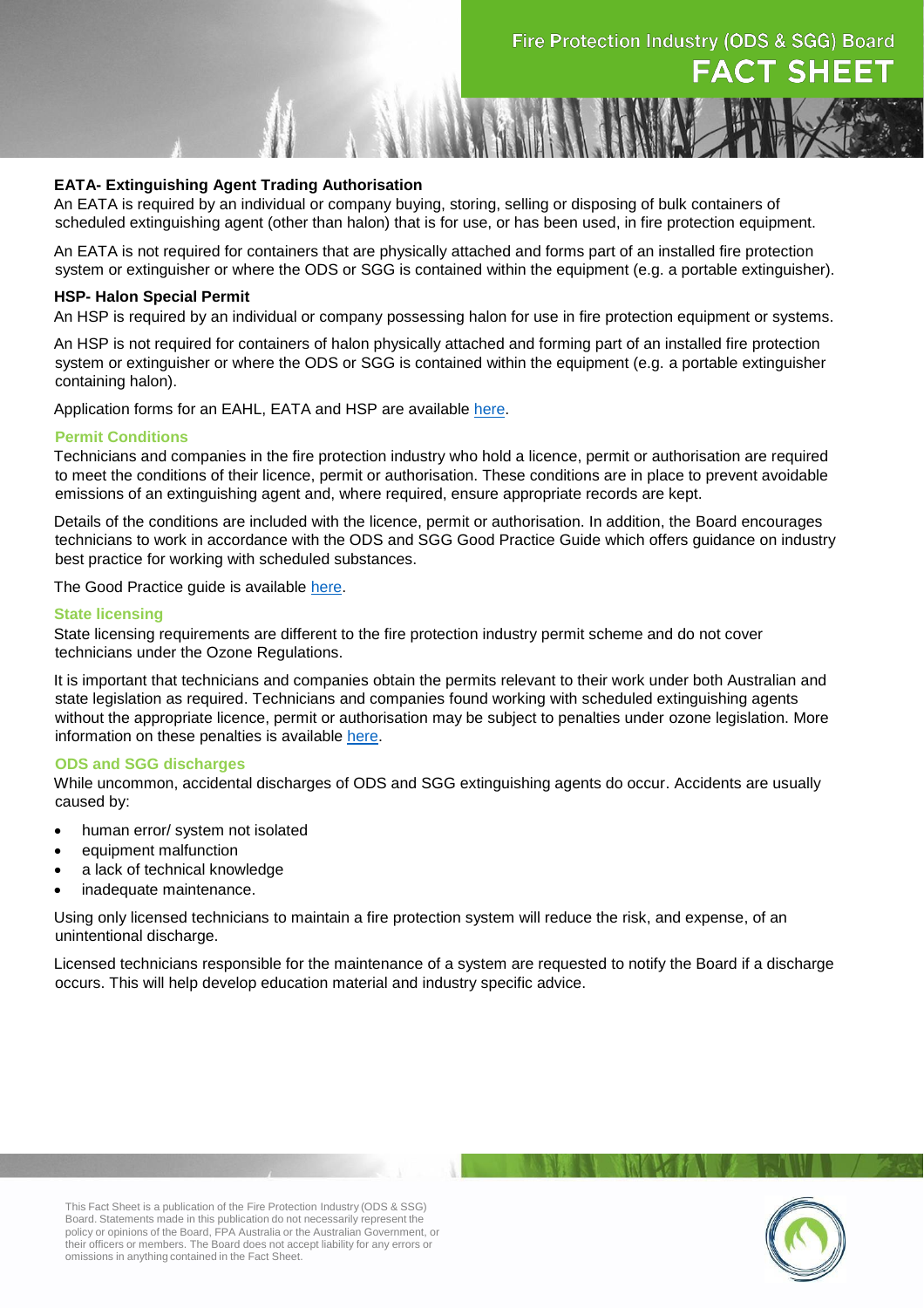**EATA- Extinguishing Agent Trading Authorisation**

An EATA is required by an individual or company buying, storing, selling or disposing of bulk containers of scheduled extinguishing agent (other than halon) that is for use, or has been used, in fire protection equipment.

An EATA is not required for containers that are physically attached and forms part of an installed fire protection system or extinguisher or where the ODS or SGG is contained within the equipment (e.g. a portable extinguisher).

**HSP- Halon Special Permit**

An HSP is required by an individual or company possessing halon for use in fire protection equipment or systems.

An HSP is not required for containers of halon physically attached and forming part of an installed fire protection system or extinguisher or where the ODS or SGG is contained within the equipment (e.g. a portable extinguisher containing halon).

Application forms for an EAHL, EATA and HSP are available here.

### Permit Conditions

Technicians and companies in the fire protection industry who hold a licence, permit or authorisation are required to meet the conditions of their licence, permit or authorisation. These conditions are in place to prevent avoidable emissions of an extinguishing agent and, where required, ensure appropriate records are kept.

Details of the conditions are included with the licence, permit or authorisation. In addition, the Board encourages technicians to work in accordance with the ODS and SGG Good Practice Guide which offers guidance on industry best practice for working with scheduled substances.

The Good Practice guide is available here.

### State licensing

State licensing requirements are different to the fire protection industry permit scheme and do not cover technicians under the Ozone Regulations.

It is important that technicians and companies obtain the permits relevant to their work under both Australian and state legislation as required. Technicians and companies found working with scheduled extinguishing agents without the appropriate licence, permit or authorisation may be subject to penalties under ozone legislation. More information on these penalties is available here.

### ODS and SGG discharges

While uncommon, accidental discharges of ODS and SGG extinguishing agents do occur. Accidents are usually caused by:

- human error/ system not isolated
- equipment malfunction
- a lack of technical knowledge
- inadequate maintenance.

Using only licensed technicians to maintain a fire protection system will reduce the risk, and expense, of an unintentional discharge.

Licensed technicians responsible for the maintenance of a system are requested to notify the Board if a discharge occurs. This will help develop education material and industry specific advice.

This Fact Sheet is a publication of the Fire Protection Industry (ODS & SGG) Board. Statements made in this publication do not necessarily represent the policy or opinions of the Board, FPA Australia or the Australian Government, or their officers or members. The Board does not accept liability for any errors or omissions in anything contained in the Fact Sheet.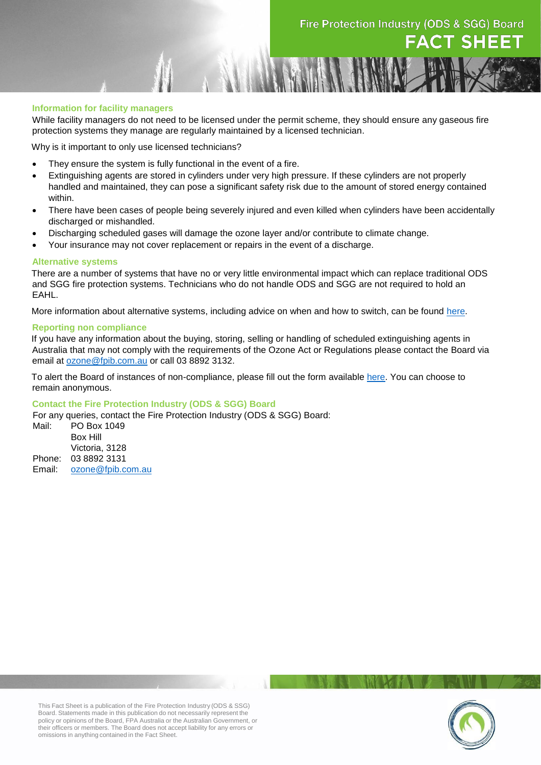### Information for facility managers

While facility managers do not need to be licensed under the permit scheme, they should ensure any gaseous fire protection systems they manage are regularly maintained by a licensed technician.

Why is it important to only use licensed technicians?

- They ensure the system is fully functional in the event of a fire.
- Extinguishing agents are stored in cylinders under very high pressure. If these cylinders are not properly handled and maintained, they can pose a significant safety risk due to the amount of stored energy contained within.
- There have been cases of people being severely injured and even killed when cylinders have been accidentally discharged or mishandled.
- Discharging scheduled gases will damage the ozone layer and/or contribute to climate change.
- Your insurance may not cover replacement or repairs in the event of a discharge.

### Alternative systems

There are a number of systems that have no or very little environmental impact which can replace traditional ODS and SGG fire protection systems. Technicians who do not handle ODS and SGG are not required to hold an EAHL.

More information about alternative systems, including advice on when and how to switch, can be found here.

### Reporting non compliance

If you have any information about the buying, storing, selling or handling of scheduled extinguishing agents in Australia that may not comply with the requirements of the Ozone Act or Regulations please contact the Board via email at ozone@fpib.com.au or call 03 8892 3132.

To alert the Board of instances of non-compliance, please fill out the form available here. You can choose to remain anonymous.

### Contact the Fire Protection Industry (ODS & SGG) Board

For any queries, contact the Fire Protection Industry (ODS & SGG) Board:

Mail: PO Box 1049
Box Hill
Victoria, 3128
Phone: 03 8892 3131
Email: ozone@fpib.com.au

This Fact Sheet is a publication of the Fire Protection Industry (ODS & SSG) Board. Statements made in this publication do not necessarily represent the policy or opinions of the Board, FPA Australia or the Australian Government, or their officers or members. The Board does not accept liability for any errors or omissions in anything contained in the Fact Sheet.